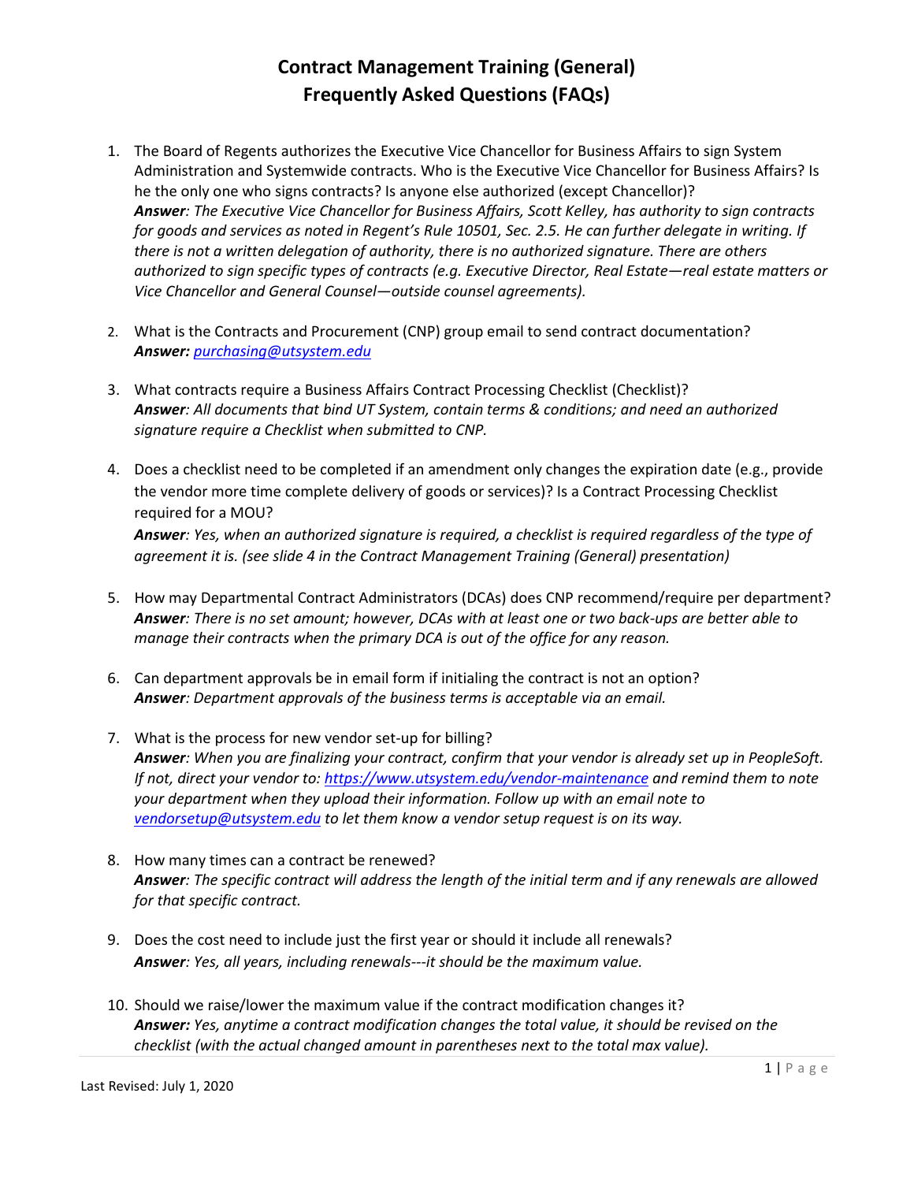# Contract Management Training (General)
# Frequently Asked Questions (FAQs)

1. The Board of Regents authorizes the Executive Vice Chancellor for Business Affairs to sign System Administration and Systemwide contracts. Who is the Executive Vice Chancellor for Business Affairs? Is he the only one who signs contracts? Is anyone else authorized (except Chancellor)?
   ***Answer****: The Executive Vice Chancellor for Business Affairs, Scott Kelley, has authority to sign contracts for goods and services as noted in Regent's Rule 10501, Sec. 2.5. He can further delegate in writing. If there is not a written delegation of authority, there is no authorized signature. There are others authorized to sign specific types of contracts (e.g. Executive Director, Real Estate—real estate matters or Vice Chancellor and General Counsel—outside counsel agreements).*

2. What is the Contracts and Procurement (CNP) group email to send contract documentation?
   **Answer:** purchasing@utsystem.edu

3. What contracts require a Business Affairs Contract Processing Checklist (Checklist)?
   ***Answer****: All documents that bind UT System, contain terms & conditions; and need an authorized signature require a Checklist when submitted to CNP.*

4. Does a checklist need to be completed if an amendment only changes the expiration date (e.g., provide the vendor more time complete delivery of goods or services)? Is a Contract Processing Checklist required for a MOU?
   ***Answer****: Yes, when an authorized signature is required, a checklist is required regardless of the type of agreement it is. (see slide 4 in the Contract Management Training (General) presentation)*

5. How may Departmental Contract Administrators (DCAs) does CNP recommend/require per department?
   ***Answer****: There is no set amount; however, DCAs with at least one or two back-ups are better able to manage their contracts when the primary DCA is out of the office for any reason.*

6. Can department approvals be in email form if initialing the contract is not an option?
   ***Answer****: Department approvals of the business terms is acceptable via an email.*

7. What is the process for new vendor set-up for billing?
   ***Answer****: When you are finalizing your contract, confirm that your vendor is already set up in PeopleSoft. If not, direct your vendor to: https://www.utsystem.edu/vendor-maintenance and remind them to note your department when they upload their information. Follow up with an email note to vendorsetup@utsystem.edu to let them know a vendor setup request is on its way.*

8. How many times can a contract be renewed?
   ***Answer****: The specific contract will address the length of the initial term and if any renewals are allowed for that specific contract.*

9. Does the cost need to include just the first year or should it include all renewals?
   ***Answer****: Yes, all years, including renewals---it should be the maximum value.*

10. Should we raise/lower the maximum value if the contract modification changes it?
    ***Answer:*** *Yes, anytime a contract modification changes the total value, it should be revised on the checklist (with the actual changed amount in parentheses next to the total max value).*

Last Revised: July 1, 2020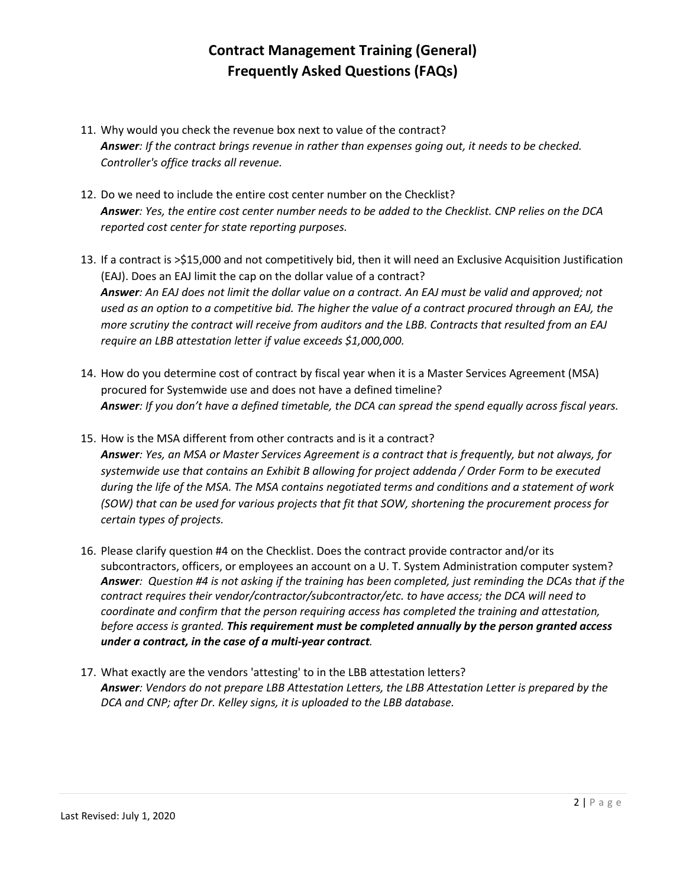# Contract Management Training (General)
# Frequently Asked Questions (FAQs)

11. Why would you check the revenue box next to value of the contract?
    ***Answer**: If the contract brings revenue in rather than expenses going out, it needs to be checked. Controller's office tracks all revenue.*

12. Do we need to include the entire cost center number on the Checklist?
    ***Answer**: Yes, the entire cost center number needs to be added to the Checklist. CNP relies on the DCA reported cost center for state reporting purposes.*

13. If a contract is >$15,000 and not competitively bid, then it will need an Exclusive Acquisition Justification (EAJ). Does an EAJ limit the cap on the dollar value of a contract?
    ***Answer**: An EAJ does not limit the dollar value on a contract. An EAJ must be valid and approved; not used as an option to a competitive bid. The higher the value of a contract procured through an EAJ, the more scrutiny the contract will receive from auditors and the LBB. Contracts that resulted from an EAJ require an LBB attestation letter if value exceeds $1,000,000.*

14. How do you determine cost of contract by fiscal year when it is a Master Services Agreement (MSA) procured for Systemwide use and does not have a defined timeline?
    ***Answer**: If you don't have a defined timetable, the DCA can spread the spend equally across fiscal years.*

15. How is the MSA different from other contracts and is it a contract?
    ***Answer**: Yes, an MSA or Master Services Agreement is a contract that is frequently, but not always, for systemwide use that contains an Exhibit B allowing for project addenda / Order Form to be executed during the life of the MSA. The MSA contains negotiated terms and conditions and a statement of work (SOW) that can be used for various projects that fit that SOW, shortening the procurement process for certain types of projects.*

16. Please clarify question #4 on the Checklist. Does the contract provide contractor and/or its subcontractors, officers, or employees an account on a U. T. System Administration computer system?
    ***Answer**: Question #4 is not asking if the training has been completed, just reminding the DCAs that if the contract requires their vendor/contractor/subcontractor/etc. to have access; the DCA will need to coordinate and confirm that the person requiring access has completed the training and attestation, before access is granted. **This requirement must be completed annually by the person granted access under a contract, in the case of a multi-year contract**.*

17. What exactly are the vendors 'attesting' to in the LBB attestation letters?
    ***Answer**: Vendors do not prepare LBB Attestation Letters, the LBB Attestation Letter is prepared by the DCA and CNP; after Dr. Kelley signs, it is uploaded to the LBB database.*

Last Revised: July 1, 2020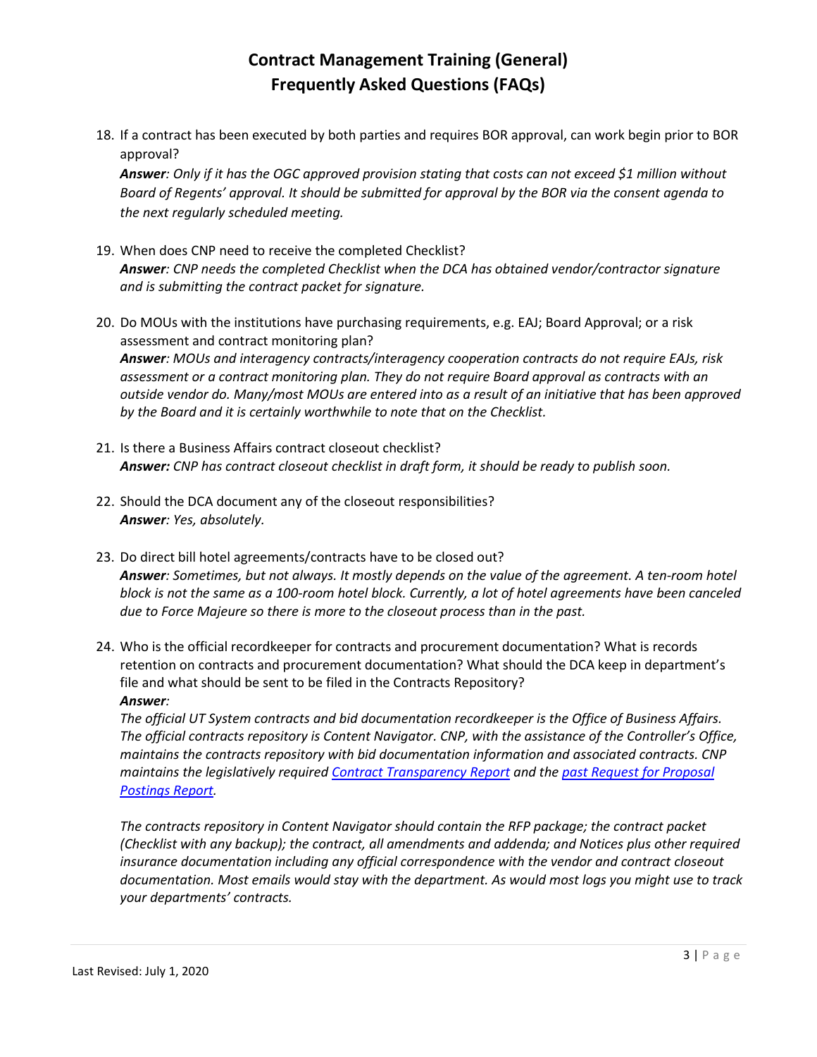# Contract Management Training (General) Frequently Asked Questions (FAQs)

18. If a contract has been executed by both parties and requires BOR approval, can work begin prior to BOR approval?
    ***Answer**: Only if it has the OGC approved provision stating that costs can not exceed $1 million without Board of Regents' approval. It should be submitted for approval by the BOR via the consent agenda to the next regularly scheduled meeting.*

19. When does CNP need to receive the completed Checklist?
    ***Answer**: CNP needs the completed Checklist when the DCA has obtained vendor/contractor signature and is submitting the contract packet for signature.*

20. Do MOUs with the institutions have purchasing requirements, e.g. EAJ; Board Approval; or a risk assessment and contract monitoring plan?
    ***Answer**: MOUs and interagency contracts/interagency cooperation contracts do not require EAJs, risk assessment or a contract monitoring plan. They do not require Board approval as contracts with an outside vendor do. Many/most MOUs are entered into as a result of an initiative that has been approved by the Board and it is certainly worthwhile to note that on the Checklist.*

21. Is there a Business Affairs contract closeout checklist?
    ***Answer:** CNP has contract closeout checklist in draft form, it should be ready to publish soon.*

22. Should the DCA document any of the closeout responsibilities?
    ***Answer**: Yes, absolutely.*

23. Do direct bill hotel agreements/contracts have to be closed out?
    ***Answer**: Sometimes, but not always. It mostly depends on the value of the agreement. A ten-room hotel block is not the same as a 100-room hotel block. Currently, a lot of hotel agreements have been canceled due to Force Majeure so there is more to the closeout process than in the past.*

24. Who is the official recordkeeper for contracts and procurement documentation? What is records retention on contracts and procurement documentation? What should the DCA keep in department's file and what should be sent to be filed in the Contracts Repository?
    ***Answer**:*

    *The official UT System contracts and bid documentation recordkeeper is the Office of Business Affairs. The official contracts repository is Content Navigator. CNP, with the assistance of the Controller's Office, maintains the contracts repository with bid documentation information and associated contracts. CNP maintains the legislatively required Contract Transparency Report and the past Request for Proposal Postings Report.*

    *The contracts repository in Content Navigator should contain the RFP package; the contract packet (Checklist with any backup); the contract, all amendments and addenda; and Notices plus other required insurance documentation including any official correspondence with the vendor and contract closeout documentation. Most emails would stay with the department. As would most logs you might use to track your departments' contracts.*

Last Revised: July 1, 2020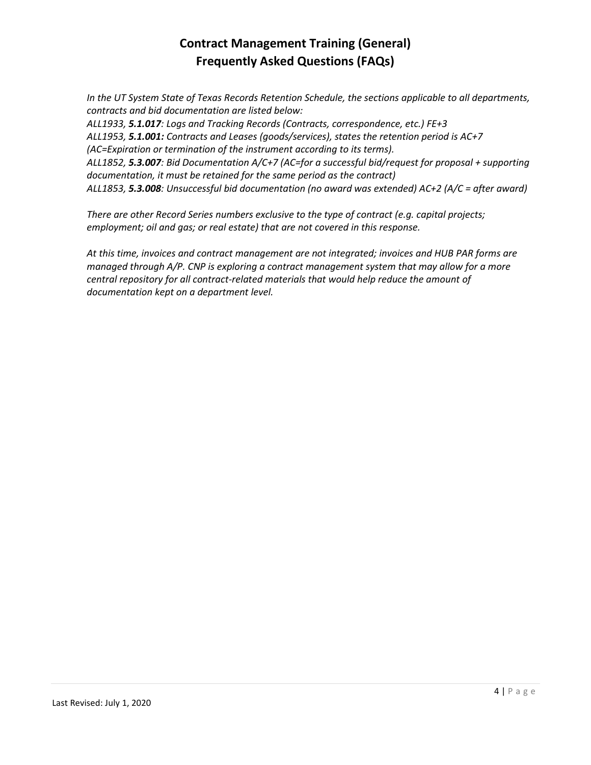# Contract Management Training (General)
# Frequently Asked Questions (FAQs)

*In the UT System State of Texas Records Retention Schedule, the sections applicable to all departments, contracts and bid documentation are listed below:*
*ALL1933, **5.1.017**: Logs and Tracking Records (Contracts, correspondence, etc.) FE+3*
*ALL1953, **5.1.001:** Contracts and Leases (goods/services), states the retention period is AC+7 (AC=Expiration or termination of the instrument according to its terms).*
*ALL1852, **5.3.007**: Bid Documentation A/C+7 (AC=for a successful bid/request for proposal + supporting documentation, it must be retained for the same period as the contract)*
*ALL1853, **5.3.008**: Unsuccessful bid documentation (no award was extended) AC+2 (A/C = after award)*

*There are other Record Series numbers exclusive to the type of contract (e.g. capital projects; employment; oil and gas; or real estate) that are not covered in this response.*

*At this time, invoices and contract management are not integrated; invoices and HUB PAR forms are managed through A/P. CNP is exploring a contract management system that may allow for a more central repository for all contract-related materials that would help reduce the amount of documentation kept on a department level.*

Last Revised: July 1, 2020